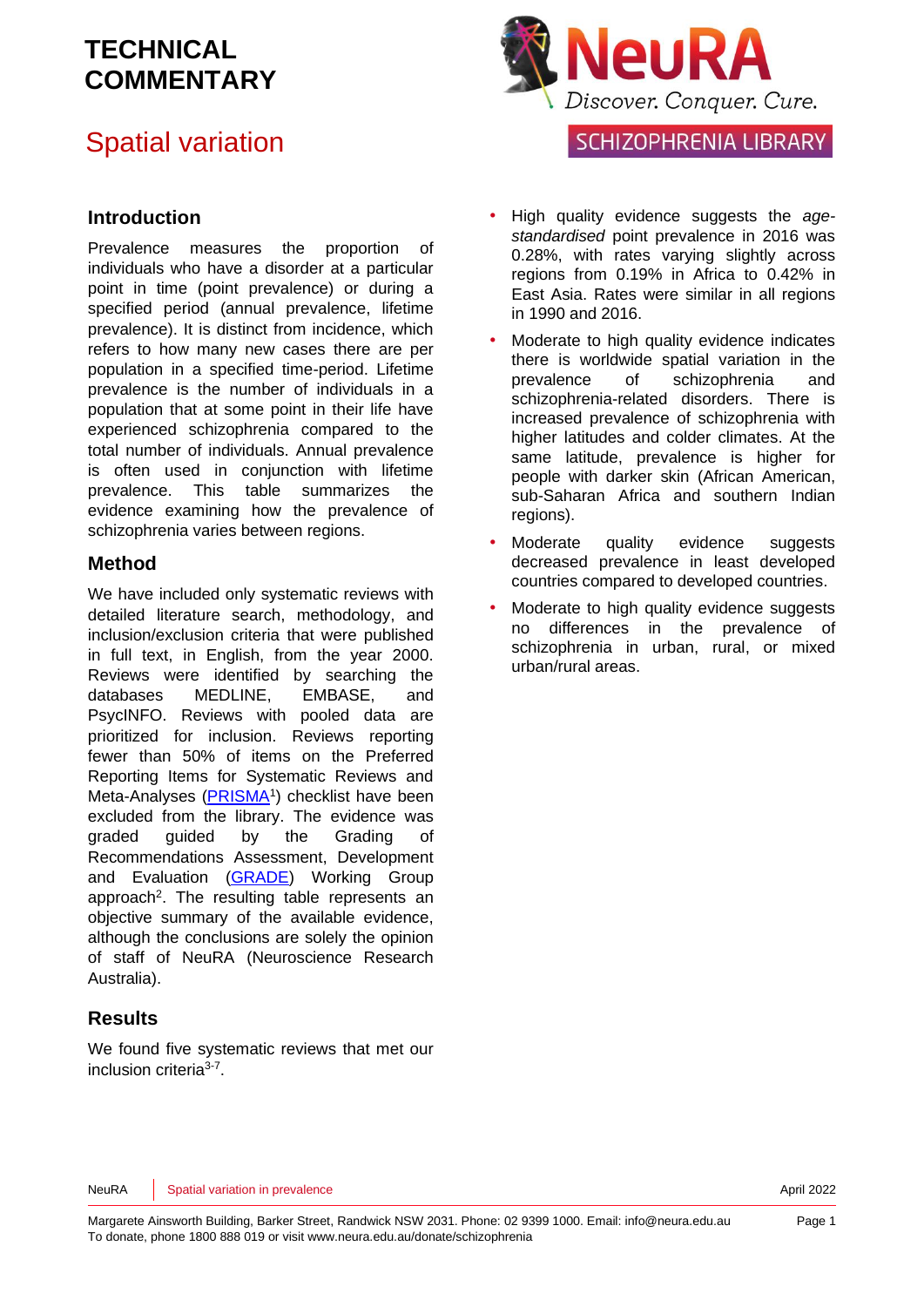# TECHNICAL COMMENTARY

NeuRA

Discover. Conquer. Cure.

SCHIZOPHRENIA LIBRARY

## Spatial variation

### Introduction

Prevalence measures the proportion of individuals who have a disorder at a particular point in time (point prevalence) or during a specified period (annual prevalence, lifetime prevalence). It is distinct from incidence, which refers to how many new cases there are per population in a specified time-period. Lifetime prevalence is the number of individuals in a population that at some point in their life have experienced schizophrenia compared to the total number of individuals. Annual prevalence is often used in conjunction with lifetime prevalence. This table summarizes the evidence examining how the prevalence of schizophrenia varies between regions.

### Method

We have included only systematic reviews with detailed literature search, methodology, and inclusion/exclusion criteria that were published in full text, in English, from the year 2000. Reviews were identified by searching the databases MEDLINE, EMBASE, and PsycINFO. Reviews with pooled data are prioritized for inclusion. Reviews reporting fewer than 50% of items on the Preferred Reporting Items for Systematic Reviews and Meta-Analyses (PRISMA[1]) checklist have been excluded from the library. The evidence was graded guided by the Grading of Recommendations Assessment, Development and Evaluation (GRADE) Working Group approach[2]. The resulting table represents an objective summary of the available evidence, although the conclusions are solely the opinion of staff of NeuRA (Neuroscience Research Australia).

### Results

We found five systematic reviews that met our inclusion criteria[3-7].

- High quality evidence suggests the *age-standardised* point prevalence in 2016 was 0.28%, with rates varying slightly across regions from 0.19% in Africa to 0.42% in East Asia. Rates were similar in all regions in 1990 and 2016.
- Moderate to high quality evidence indicates there is worldwide spatial variation in the prevalence of schizophrenia and schizophrenia-related disorders. There is increased prevalence of schizophrenia with higher latitudes and colder climates. At the same latitude, prevalence is higher for people with darker skin (African American, sub-Saharan Africa and southern Indian regions).
- Moderate quality evidence suggests decreased prevalence in least developed countries compared to developed countries.
- Moderate to high quality evidence suggests no differences in the prevalence of schizophrenia in urban, rural, or mixed urban/rural areas.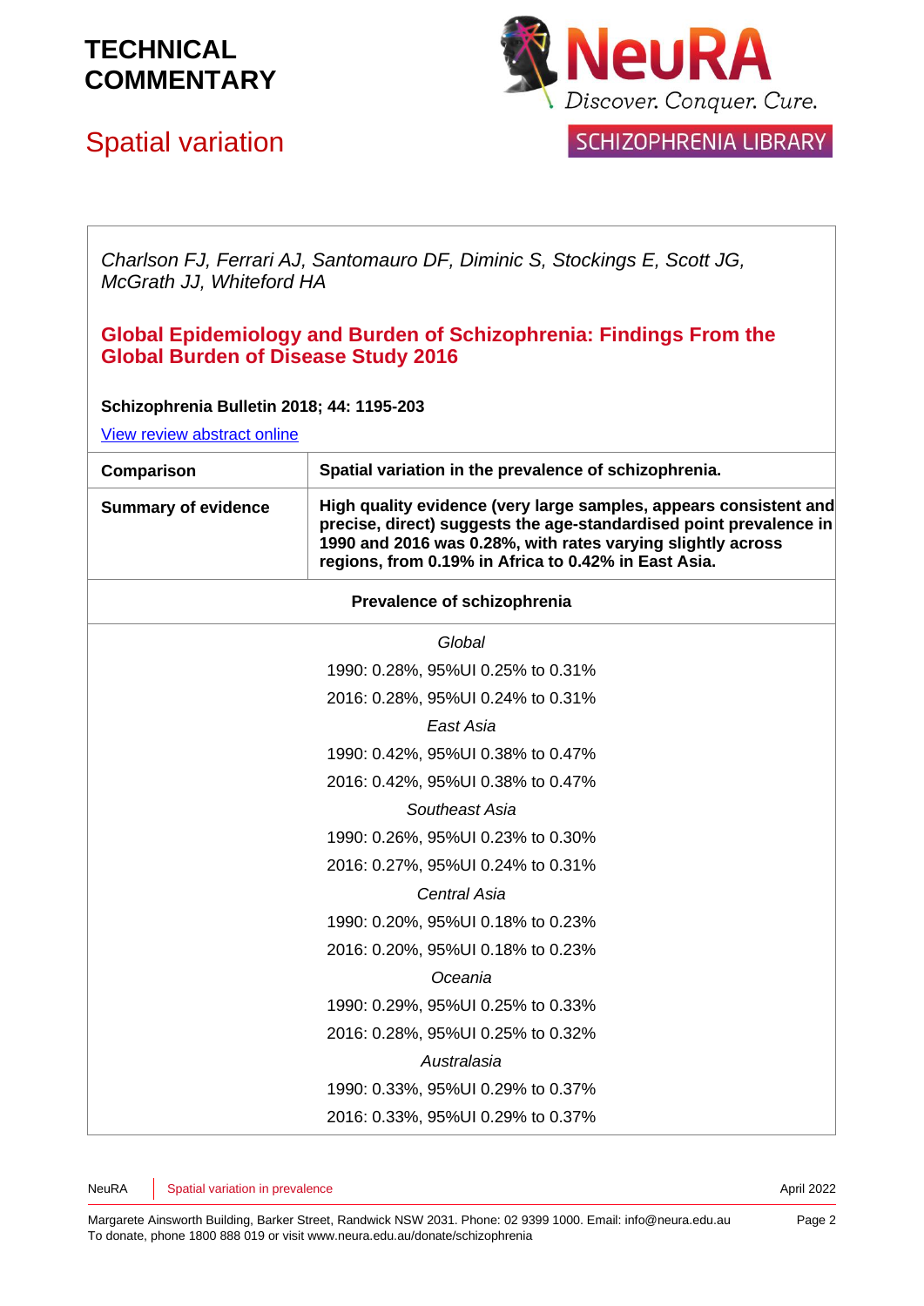# TECHNICAL COMMENTARY

## Spatial variation

*Charlson FJ, Ferrari AJ, Santomauro DF, Diminic S, Stockings E, Scott JG, McGrath JJ, Whiteford HA*

**Global Epidemiology and Burden of Schizophrenia: Findings From the Global Burden of Disease Study 2016**

**Schizophrenia Bulletin 2018; 44: 1195-203**

View review abstract online

| **Comparison** | **Spatial variation in the prevalence of schizophrenia.** |
|---|---|
| **Summary of evidence** | **High quality evidence (very large samples, appears consistent and precise, direct) suggests the age-standardised point prevalence in 1990 and 2016 was 0.28%, with rates varying slightly across regions, from 0.19% in Africa to 0.42% in East Asia.** |

| **Prevalence of schizophrenia** |
|---|
| *Global* |
| 1990: 0.28%, 95%UI 0.25% to 0.31% |
| 2016: 0.28%, 95%UI 0.24% to 0.31% |
| *East Asia* |
| 1990: 0.42%, 95%UI 0.38% to 0.47% |
| 2016: 0.42%, 95%UI 0.38% to 0.47% |
| *Southeast Asia* |
| 1990: 0.26%, 95%UI 0.23% to 0.30% |
| 2016: 0.27%, 95%UI 0.24% to 0.31% |
| *Central Asia* |
| 1990: 0.20%, 95%UI 0.18% to 0.23% |
| 2016: 0.20%, 95%UI 0.18% to 0.23% |
| *Oceania* |
| 1990: 0.29%, 95%UI 0.25% to 0.33% |
| 2016: 0.28%, 95%UI 0.25% to 0.32% |
| *Australasia* |
| 1990: 0.33%, 95%UI 0.29% to 0.37% |
| 2016: 0.33%, 95%UI 0.29% to 0.37% |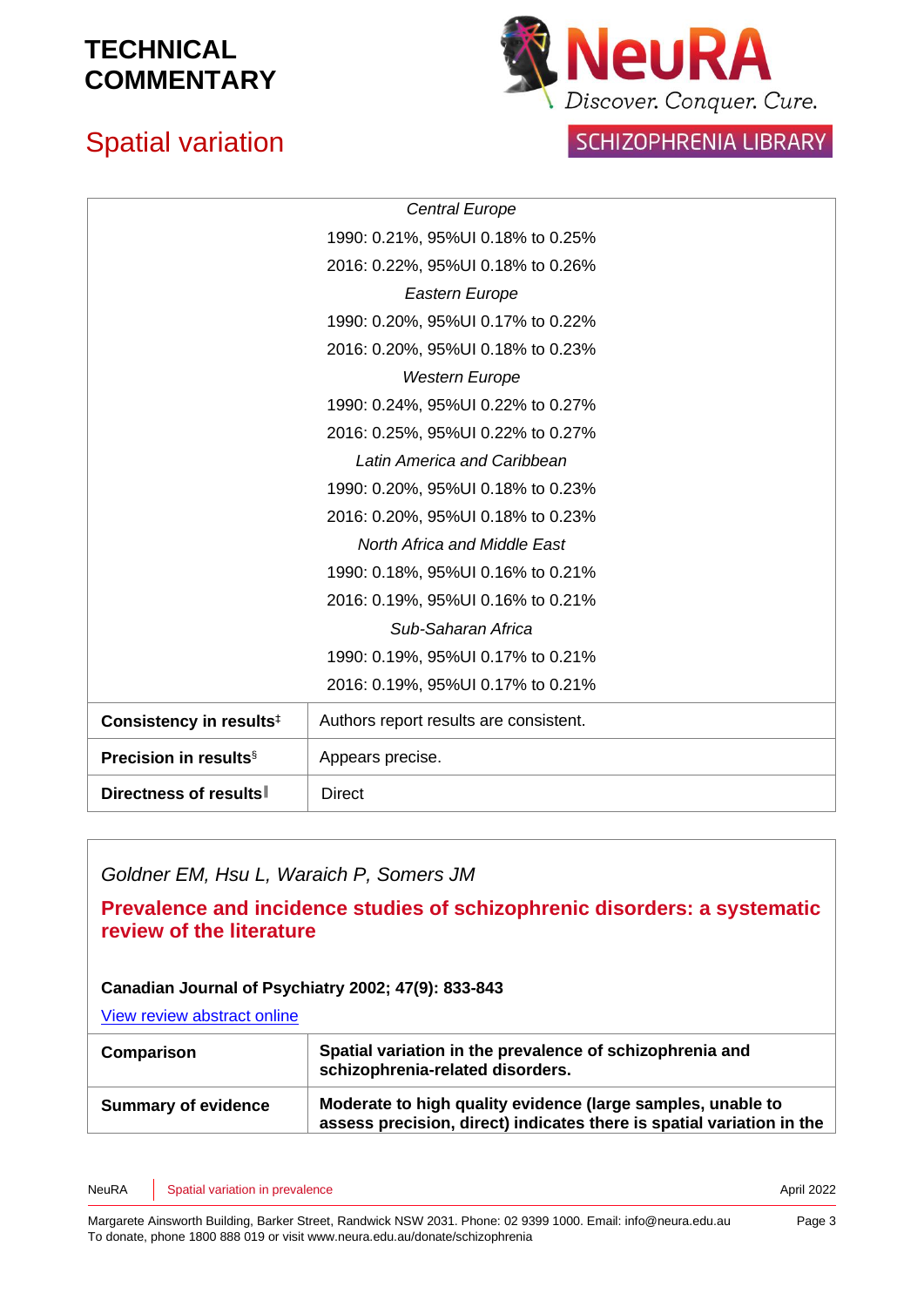| | |
|---|---|
| | *Central Europe*<br>1990: 0.21%, 95%UI 0.18% to 0.25%<br>2016: 0.22%, 95%UI 0.18% to 0.26%<br>*Eastern Europe*<br>1990: 0.20%, 95%UI 0.17% to 0.22%<br>2016: 0.20%, 95%UI 0.18% to 0.23%<br>*Western Europe*<br>1990: 0.24%, 95%UI 0.22% to 0.27%<br>2016: 0.25%, 95%UI 0.22% to 0.27%<br>*Latin America and Caribbean*<br>1990: 0.20%, 95%UI 0.18% to 0.23%<br>2016: 0.20%, 95%UI 0.18% to 0.23%<br>*North Africa and Middle East*<br>1990: 0.18%, 95%UI 0.16% to 0.21%<br>2016: 0.19%, 95%UI 0.16% to 0.21%<br>*Sub-Saharan Africa*<br>1990: 0.19%, 95%UI 0.17% to 0.21%<br>2016: 0.19%, 95%UI 0.17% to 0.21% |
| **Consistency in results**‡ | Authors report results are consistent. |
| **Precision in results**§ | Appears precise. |
| **Directness of results**‖ | Direct |

*Goldner EM, Hsu L, Waraich P, Somers JM*

**Prevalence and incidence studies of schizophrenic disorders: a systematic review of the literature**

**Canadian Journal of Psychiatry 2002; 47(9): 833-843**

View review abstract online

| | |
|---|---|
| **Comparison** | **Spatial variation in the prevalence of schizophrenia and schizophrenia-related disorders.** |
| **Summary of evidence** | **Moderate to high quality evidence (large samples, unable to assess precision, direct) indicates there is spatial variation in the** |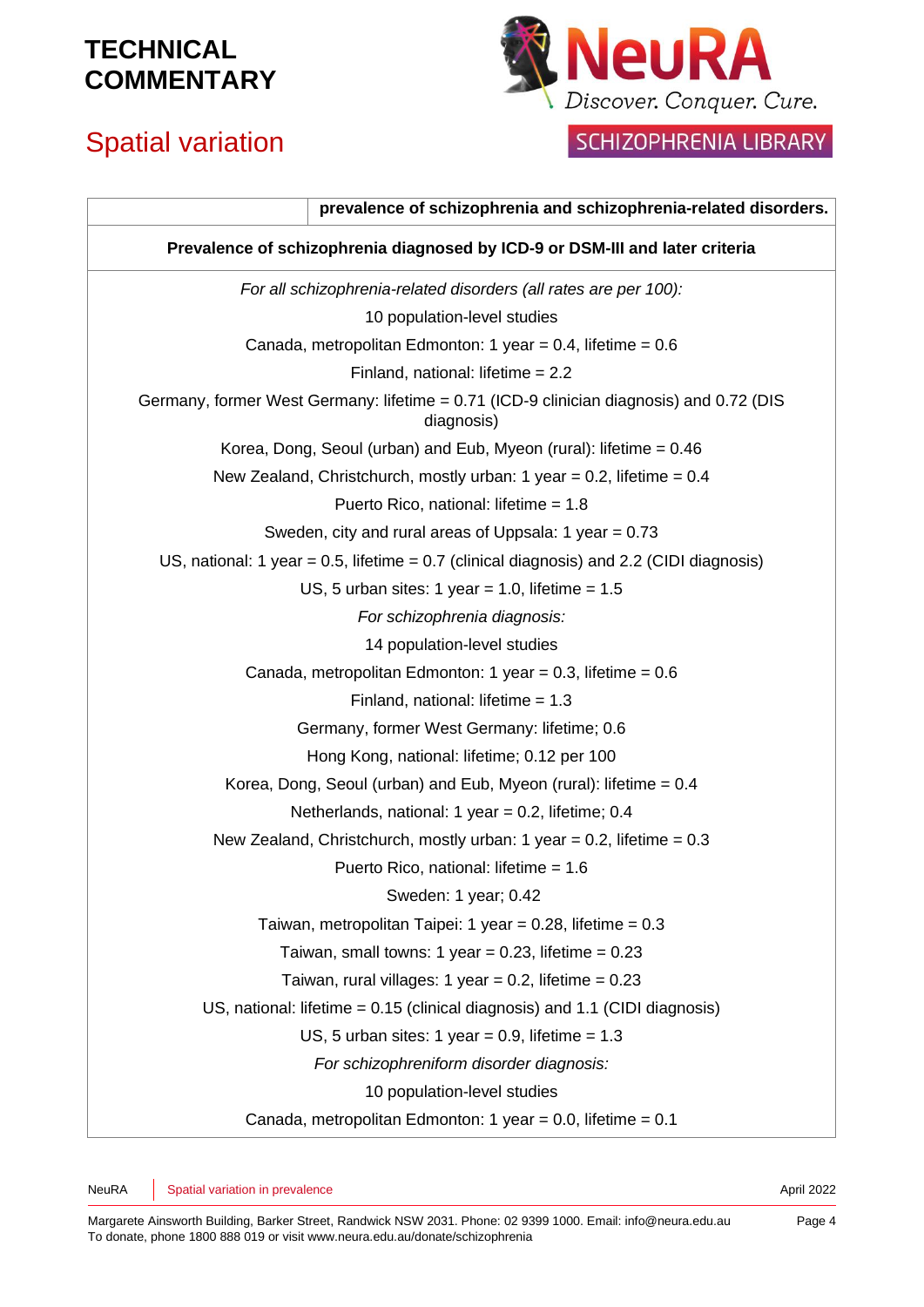| | prevalence of schizophrenia and schizophrenia-related disorders. |
|---|---|
| **Prevalence of schizophrenia diagnosed by ICD-9 or DSM-III and later criteria** | |
| *For all schizophrenia-related disorders (all rates are per 100):* 10 population-level studies Canada, metropolitan Edmonton: 1 year = 0.4, lifetime = 0.6 Finland, national: lifetime = 2.2 Germany, former West Germany: lifetime = 0.71 (ICD-9 clinician diagnosis) and 0.72 (DIS diagnosis) Korea, Dong, Seoul (urban) and Eub, Myeon (rural): lifetime = 0.46 New Zealand, Christchurch, mostly urban: 1 year = 0.2, lifetime = 0.4 Puerto Rico, national: lifetime = 1.8 Sweden, city and rural areas of Uppsala: 1 year = 0.73 US, national: 1 year = 0.5, lifetime = 0.7 (clinical diagnosis) and 2.2 (CIDI diagnosis) US, 5 urban sites: 1 year = 1.0, lifetime = 1.5 *For schizophrenia diagnosis:* 14 population-level studies Canada, metropolitan Edmonton: 1 year = 0.3, lifetime = 0.6 Finland, national: lifetime = 1.3 Germany, former West Germany: lifetime; 0.6 Hong Kong, national: lifetime; 0.12 per 100 Korea, Dong, Seoul (urban) and Eub, Myeon (rural): lifetime = 0.4 Netherlands, national: 1 year = 0.2, lifetime; 0.4 New Zealand, Christchurch, mostly urban: 1 year = 0.2, lifetime = 0.3 Puerto Rico, national: lifetime = 1.6 Sweden: 1 year; 0.42 Taiwan, metropolitan Taipei: 1 year = 0.28, lifetime = 0.3 Taiwan, small towns: 1 year = 0.23, lifetime = 0.23 Taiwan, rural villages: 1 year = 0.2, lifetime = 0.23 US, national: lifetime = 0.15 (clinical diagnosis) and 1.1 (CIDI diagnosis) US, 5 urban sites: 1 year = 0.9, lifetime = 1.3 *For schizophreniform disorder diagnosis:* 10 population-level studies Canada, metropolitan Edmonton: 1 year = 0.0, lifetime = 0.1 | |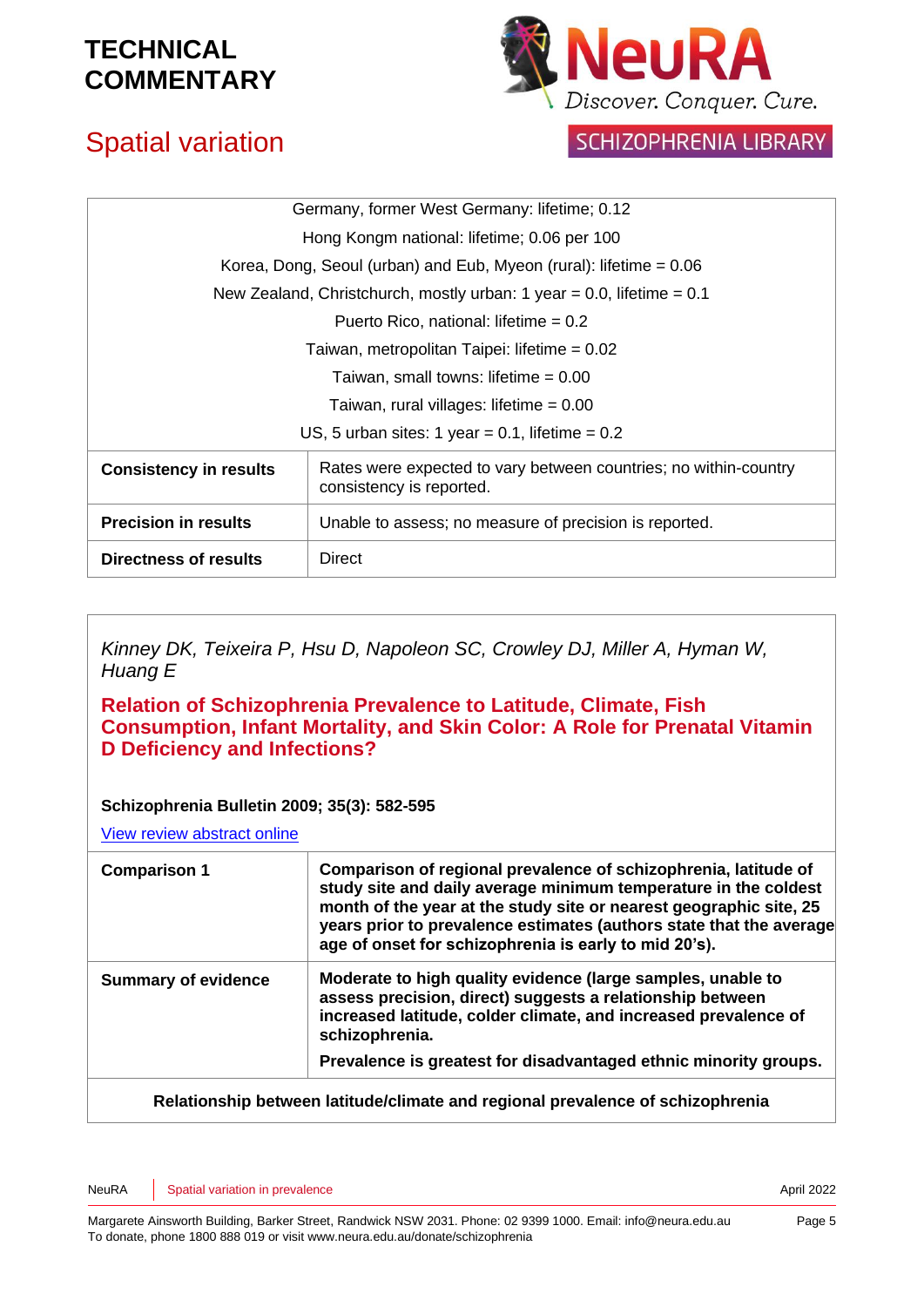| |
|---|
| Germany, former West Germany: lifetime; 0.12 |
| Hong Kongm national: lifetime; 0.06 per 100 |
| Korea, Dong, Seoul (urban) and Eub, Myeon (rural): lifetime = 0.06 |
| New Zealand, Christchurch, mostly urban: 1 year = 0.0, lifetime = 0.1 |
| Puerto Rico, national: lifetime = 0.2 |
| Taiwan, metropolitan Taipei: lifetime = 0.02 |
| Taiwan, small towns: lifetime = 0.00 |
| Taiwan, rural villages: lifetime = 0.00 |
| US, 5 urban sites: 1 year = 0.1, lifetime = 0.2 |

| | |
|---|---|
| **Consistency in results** | Rates were expected to vary between countries; no within-country consistency is reported. |
| **Precision in results** | Unable to assess; no measure of precision is reported. |
| **Directness of results** | Direct |

*Kinney DK, Teixeira P, Hsu D, Napoleon SC, Crowley DJ, Miller A, Hyman W, Huang E*

**Relation of Schizophrenia Prevalence to Latitude, Climate, Fish Consumption, Infant Mortality, and Skin Color: A Role for Prenatal Vitamin D Deficiency and Infections?**

**Schizophrenia Bulletin 2009; 35(3): 582-595**

View review abstract online

| | |
|---|---|
| **Comparison 1** | **Comparison of regional prevalence of schizophrenia, latitude of study site and daily average minimum temperature in the coldest month of the year at the study site or nearest geographic site, 25 years prior to prevalence estimates (authors state that the average age of onset for schizophrenia is early to mid 20's).** |
| **Summary of evidence** | **Moderate to high quality evidence (large samples, unable to assess precision, direct) suggests a relationship between increased latitude, colder climate, and increased prevalence of schizophrenia.**<br><br>**Prevalence is greatest for disadvantaged ethnic minority groups.** |

**Relationship between latitude/climate and regional prevalence of schizophrenia**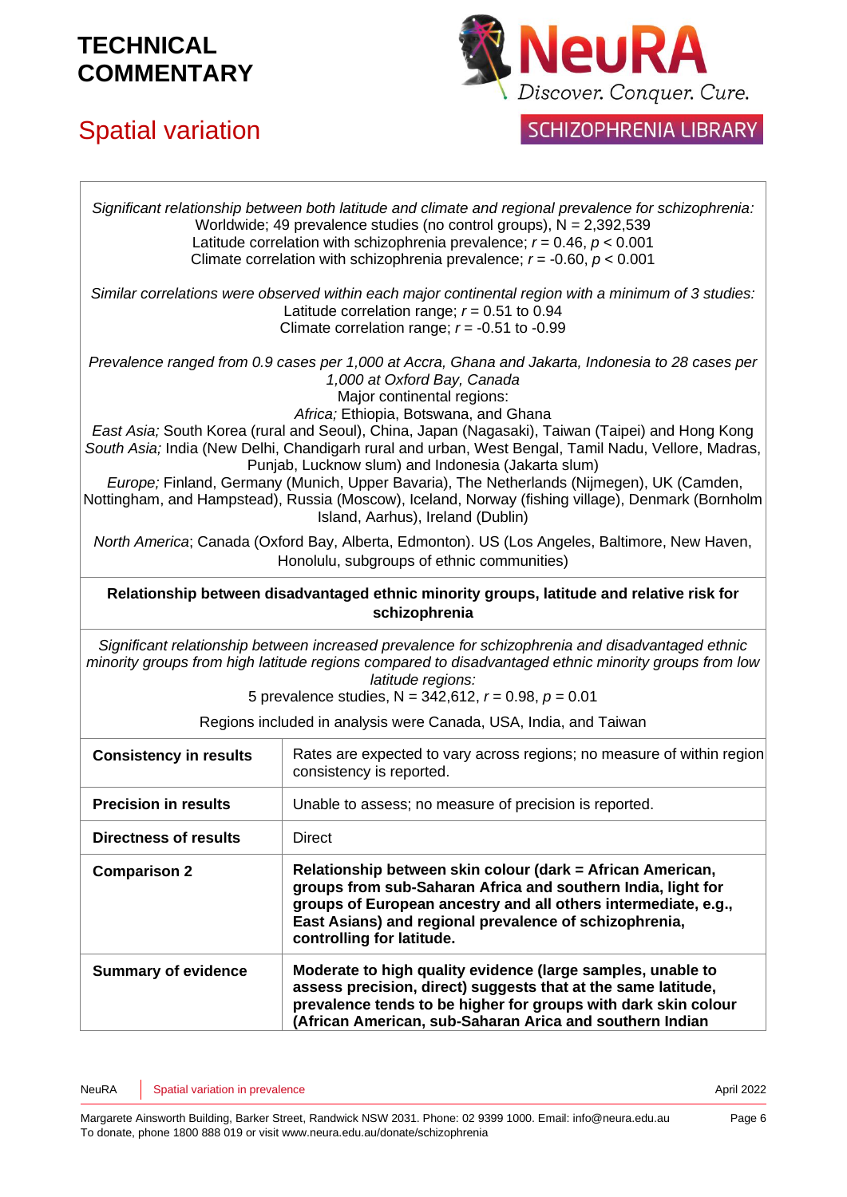# TECHNICAL COMMENTARY

## Spatial variation

| | |
|---|---|
| *Significant relationship between both latitude and climate and regional prevalence for schizophrenia:*<br>Worldwide; 49 prevalence studies (no control groups), N = 2,392,539<br>Latitude correlation with schizophrenia prevalence; $r = 0.46$, $p < 0.001$<br>Climate correlation with schizophrenia prevalence; $r = -0.60$, $p < 0.001$<br><br>*Similar correlations were observed within each major continental region with a minimum of 3 studies:*<br>Latitude correlation range; $r = 0.51$ to $0.94$<br>Climate correlation range; $r = -0.51$ to $-0.99$<br><br>*Prevalence ranged from 0.9 cases per 1,000 at Accra, Ghana and Jakarta, Indonesia to 28 cases per 1,000 at Oxford Bay, Canada*<br>Major continental regions:<br>*Africa;* Ethiopia, Botswana, and Ghana<br>*East Asia;* South Korea (rural and Seoul), China, Japan (Nagasaki), Taiwan (Taipei) and Hong Kong<br>*South Asia;* India (New Delhi, Chandigarh rural and urban, West Bengal, Tamil Nadu, Vellore, Madras, Punjab, Lucknow slum) and Indonesia (Jakarta slum)<br>*Europe;* Finland, Germany (Munich, Upper Bavaria), The Netherlands (Nijmegen), UK (Camden, Nottingham, and Hampstead), Russia (Moscow), Iceland, Norway (fishing village), Denmark (Bornholm Island, Aarhus), Ireland (Dublin)<br>*North America*; Canada (Oxford Bay, Alberta, Edmonton). US (Los Angeles, Baltimore, New Haven, Honolulu, subgroups of ethnic communities) | |
| **Relationship between disadvantaged ethnic minority groups, latitude and relative risk for schizophrenia** | |
| *Significant relationship between increased prevalence for schizophrenia and disadvantaged ethnic minority groups from high latitude regions compared to disadvantaged ethnic minority groups from low latitude regions:*<br>5 prevalence studies, N = 342,612, $r = 0.98$, $p = 0.01$<br><br>Regions included in analysis were Canada, USA, India, and Taiwan | |
| **Consistency in results** | Rates are expected to vary across regions; no measure of within region consistency is reported. |
| **Precision in results** | Unable to assess; no measure of precision is reported. |
| **Directness of results** | Direct |
| **Comparison 2** | **Relationship between skin colour (dark = African American, groups from sub-Saharan Africa and southern India, light for groups of European ancestry and all others intermediate, e.g., East Asians) and regional prevalence of schizophrenia, controlling for latitude.** |
| **Summary of evidence** | **Moderate to high quality evidence (large samples, unable to assess precision, direct) suggests that at the same latitude, prevalence tends to be higher for groups with dark skin colour (African American, sub-Saharan Arica and southern Indian** |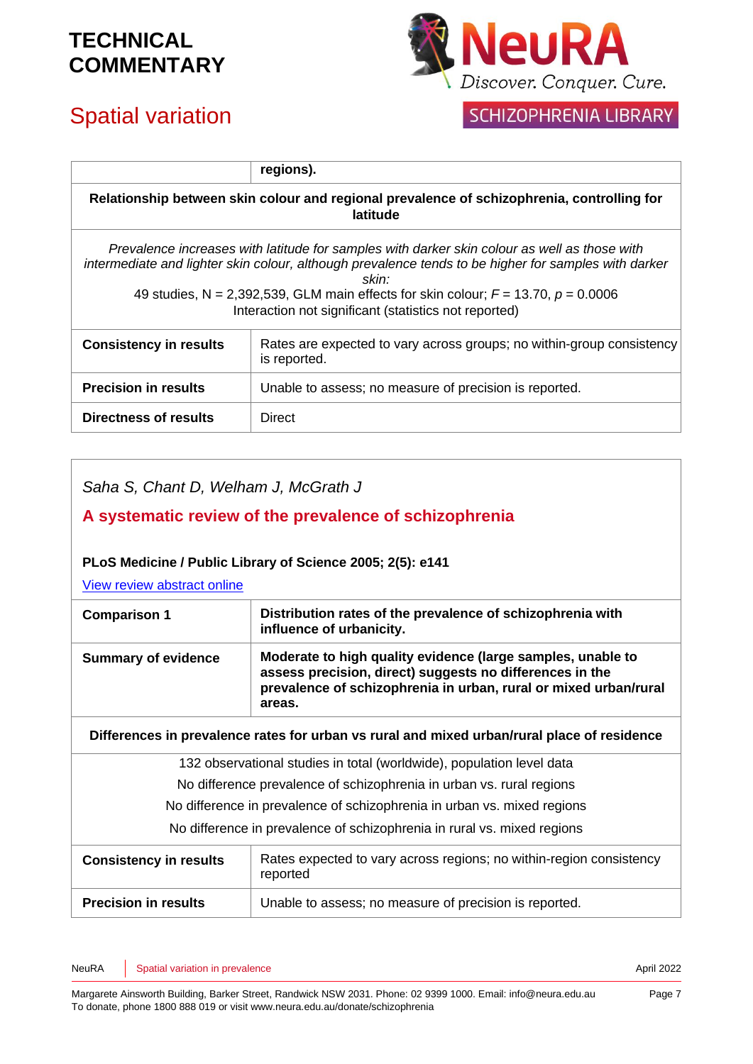|  | **regions).** |
|---|---|
| **Relationship between skin colour and regional prevalence of schizophrenia, controlling for latitude** | |
| *Prevalence increases with latitude for samples with darker skin colour as well as those with intermediate and lighter skin colour, although prevalence tends to be higher for samples with darker skin:*<br>49 studies, N = 2,392,539, GLM main effects for skin colour; $F = 13.70$, $p = 0.0006$<br>Interaction not significant (statistics not reported) | |
| **Consistency in results** | Rates are expected to vary across groups; no within-group consistency is reported. |
| **Precision in results** | Unable to assess; no measure of precision is reported. |
| **Directness of results** | Direct |

*Saha S, Chant D, Welham J, McGrath J*

## A systematic review of the prevalence of schizophrenia

**PLoS Medicine / Public Library of Science 2005; 2(5): e141**

View review abstract online

| **Comparison 1** | **Distribution rates of the prevalence of schizophrenia with influence of urbanicity.** |
|---|---|
| **Summary of evidence** | **Moderate to high quality evidence (large samples, unable to assess precision, direct) suggests no differences in the prevalence of schizophrenia in urban, rural or mixed urban/rural areas.** |
| **Differences in prevalence rates for urban vs rural and mixed urban/rural place of residence** | |
| 132 observational studies in total (worldwide), population level data<br>No difference prevalence of schizophrenia in urban vs. rural regions<br>No difference in prevalence of schizophrenia in urban vs. mixed regions<br>No difference in prevalence of schizophrenia in rural vs. mixed regions | |
| **Consistency in results** | Rates expected to vary across regions; no within-region consistency reported |
| **Precision in results** | Unable to assess; no measure of precision is reported. |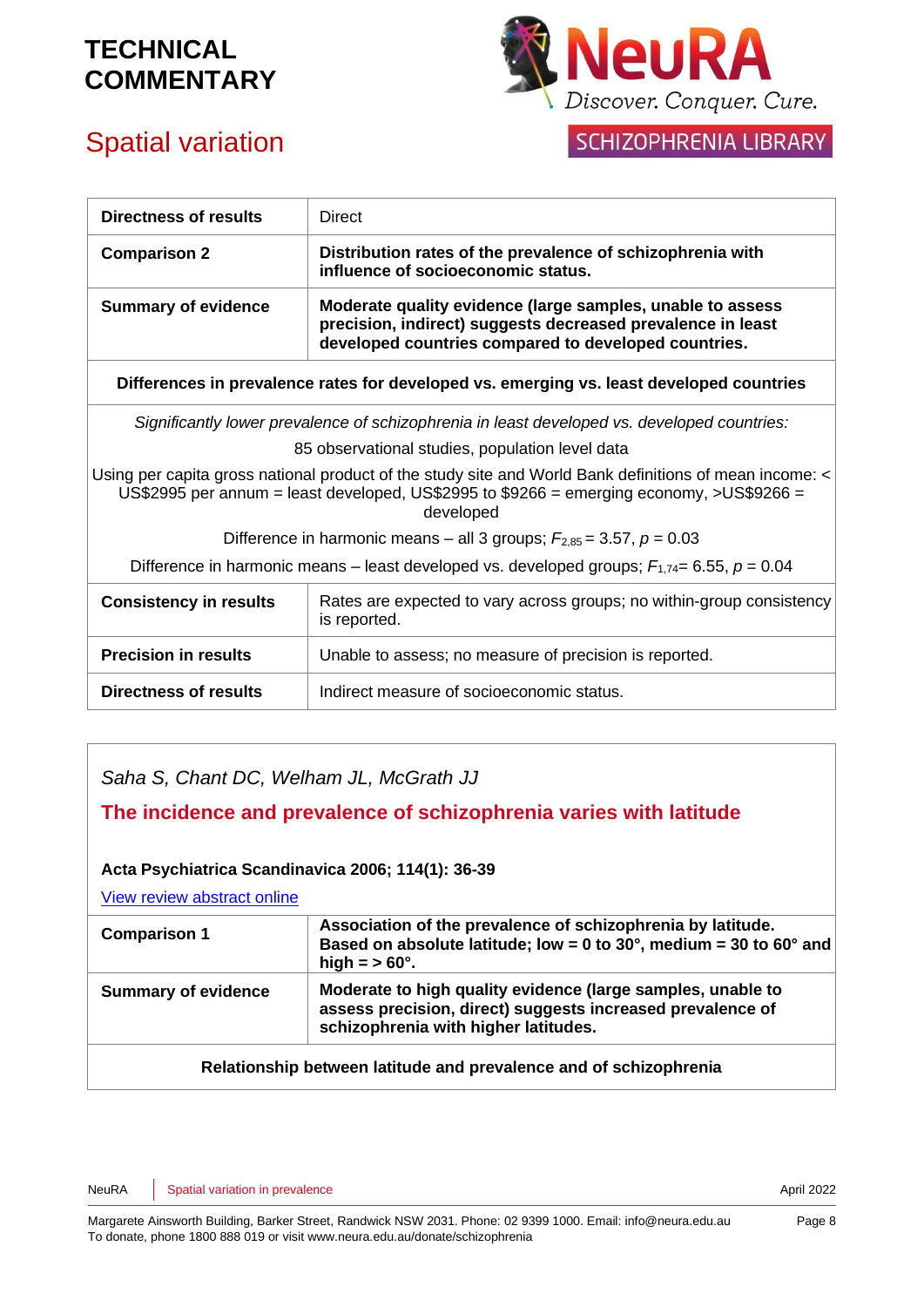| | |
|---|---|
| **Directness of results** | Direct |
| **Comparison 2** | **Distribution rates of the prevalence of schizophrenia with influence of socioeconomic status.** |
| **Summary of evidence** | **Moderate quality evidence (large samples, unable to assess precision, indirect) suggests decreased prevalence in least developed countries compared to developed countries.** |

**Differences in prevalence rates for developed vs. emerging vs. least developed countries**

*Significantly lower prevalence of schizophrenia in least developed vs. developed countries:*

85 observational studies, population level data

Using per capita gross national product of the study site and World Bank definitions of mean income: < US$2995 per annum = least developed, US$2995 to $9266 = emerging economy, >US$9266 = developed

Difference in harmonic means – all 3 groups; $F_{2,85} = 3.57$, $p = 0.03$

Difference in harmonic means – least developed vs. developed groups; $F_{1,74} = 6.55$, $p = 0.04$

| | |
|---|---|
| **Consistency in results** | Rates are expected to vary across groups; no within-group consistency is reported. |
| **Precision in results** | Unable to assess; no measure of precision is reported. |
| **Directness of results** | Indirect measure of socioeconomic status. |

*Saha S, Chant DC, Welham JL, McGrath JJ*

## The incidence and prevalence of schizophrenia varies with latitude

**Acta Psychiatrica Scandinavica 2006; 114(1): 36-39**

View review abstract online

| | |
|---|---|
| **Comparison 1** | **Association of the prevalence of schizophrenia by latitude. Based on absolute latitude; low = 0 to 30°, medium = 30 to 60° and high = > 60°.** |
| **Summary of evidence** | **Moderate to high quality evidence (large samples, unable to assess precision, direct) suggests increased prevalence of schizophrenia with higher latitudes.** |

**Relationship between latitude and prevalence and of schizophrenia**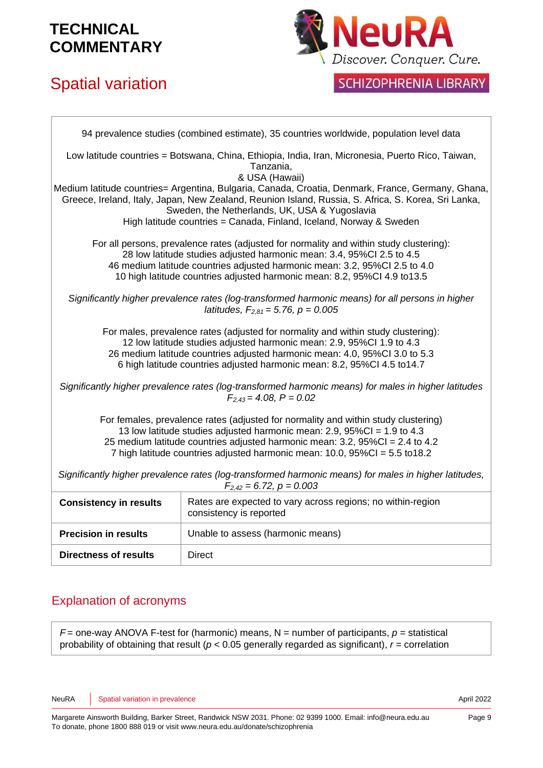# TECHNICAL COMMENTARY

## Spatial variation

| 94 prevalence studies (combined estimate), 35 countries worldwide, population level data<br><br>Low latitude countries = Botswana, China, Ethiopia, India, Iran, Micronesia, Puerto Rico, Taiwan, Tanzania,<br>& USA (Hawaii)<br>Medium latitude countries= Argentina, Bulgaria, Canada, Croatia, Denmark, France, Germany, Ghana, Greece, Ireland, Italy, Japan, New Zealand, Reunion Island, Russia, S. Africa, S. Korea, Sri Lanka, Sweden, the Netherlands, UK, USA & Yugoslavia<br>High latitude countries = Canada, Finland, Iceland, Norway & Sweden<br><br>For all persons, prevalence rates (adjusted for normality and within study clustering):<br>28 low latitude studies adjusted harmonic mean: 3.4, 95%CI 2.5 to 4.5<br>46 medium latitude countries adjusted harmonic mean: 3.2, 95%CI 2.5 to 4.0<br>10 high latitude countries adjusted harmonic mean: 8.2, 95%CI 4.9 to13.5<br><br>*Significantly higher prevalence rates (log-transformed harmonic means) for all persons in higher latitudes,* $F_{2,81} = 5.76$, $p = 0.005$<br><br>For males, prevalence rates (adjusted for normality and within study clustering):<br>12 low latitude studies adjusted harmonic mean: 2.9, 95%CI 1.9 to 4.3<br>26 medium latitude countries adjusted harmonic mean: 4.0, 95%CI 3.0 to 5.3<br>6 high latitude countries adjusted harmonic mean: 8.2, 95%CI 4.5 to14.7<br><br>*Significantly higher prevalence rates (log-transformed harmonic means) for males in higher latitudes* $F_{2,43} = 4.08$, $P = 0.02$<br><br>For females, prevalence rates (adjusted for normality and within study clustering)<br>13 low latitude studies adjusted harmonic mean: 2.9, 95%CI = 1.9 to 4.3<br>25 medium latitude countries adjusted harmonic mean: 3.2, 95%CI = 2.4 to 4.2<br>7 high latitude countries adjusted harmonic mean: 10.0, 95%CI = 5.5 to18.2<br><br>*Significantly higher prevalence rates (log-transformed harmonic means) for males in higher latitudes,* $F_{2,42} = 6.72$, $p = 0.003$ | |
|---|---|
| **Consistency in results** | Rates are expected to vary across regions; no within-region consistency is reported |
| **Precision in results** | Unable to assess (harmonic means) |
| **Directness of results** | Direct |

## Explanation of acronyms

$F$ = one-way ANOVA F-test for (harmonic) means, N = number of participants, $p$ = statistical probability of obtaining that result ($p < 0.05$ generally regarded as significant), $r$ = correlation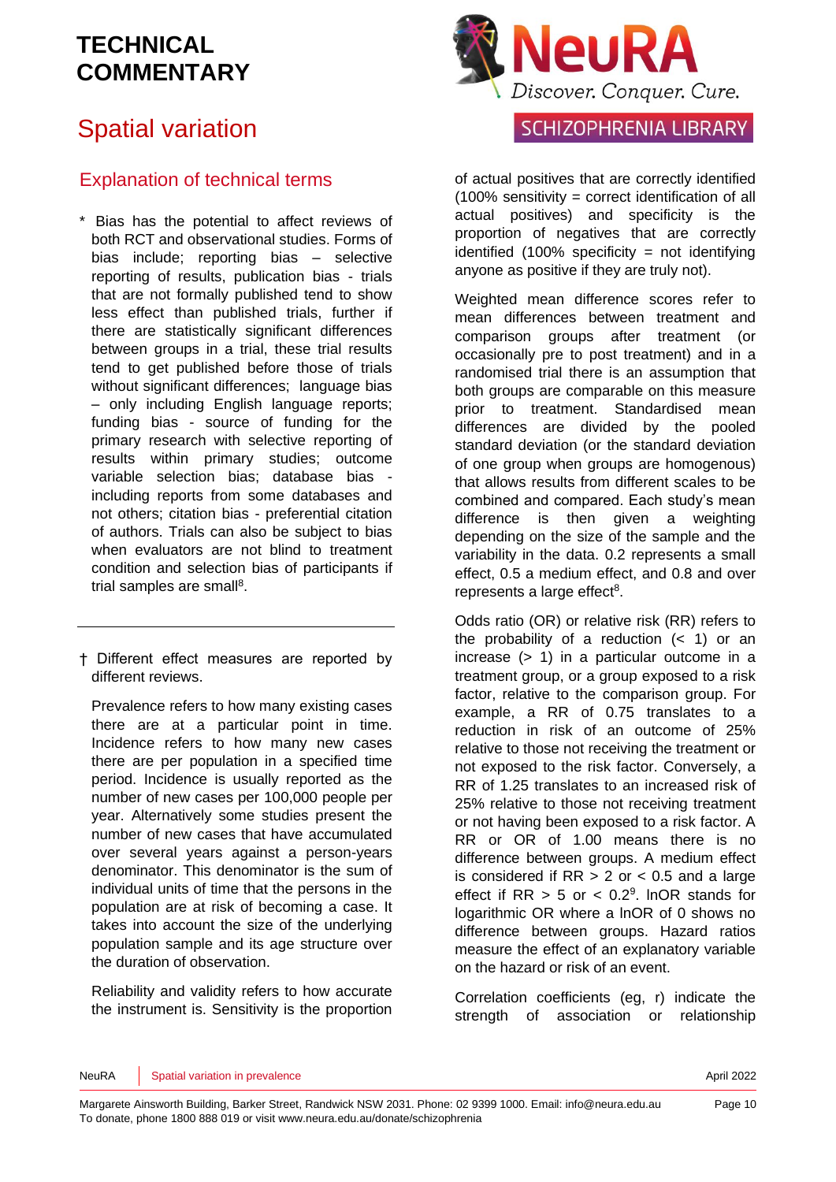# TECHNICAL COMMENTARY

## Spatial variation

### Explanation of technical terms

\* Bias has the potential to affect reviews of both RCT and observational studies. Forms of bias include; reporting bias – selective reporting of results, publication bias - trials that are not formally published tend to show less effect than published trials, further if there are statistically significant differences between groups in a trial, these trial results tend to get published before those of trials without significant differences; language bias – only including English language reports; funding bias - source of funding for the primary research with selective reporting of results within primary studies; outcome variable selection bias; database bias - including reports from some databases and not others; citation bias - preferential citation of authors. Trials can also be subject to bias when evaluators are not blind to treatment condition and selection bias of participants if trial samples are small[8].

---

† Different effect measures are reported by different reviews.

Prevalence refers to how many existing cases there are at a particular point in time. Incidence refers to how many new cases there are per population in a specified time period. Incidence is usually reported as the number of new cases per 100,000 people per year. Alternatively some studies present the number of new cases that have accumulated over several years against a person-years denominator. This denominator is the sum of individual units of time that the persons in the population are at risk of becoming a case. It takes into account the size of the underlying population sample and its age structure over the duration of observation.

Reliability and validity refers to how accurate the instrument is. Sensitivity is the proportion of actual positives that are correctly identified (100% sensitivity = correct identification of all actual positives) and specificity is the proportion of negatives that are correctly identified (100% specificity = not identifying anyone as positive if they are truly not).

Weighted mean difference scores refer to mean differences between treatment and comparison groups after treatment (or occasionally pre to post treatment) and in a randomised trial there is an assumption that both groups are comparable on this measure prior to treatment. Standardised mean differences are divided by the pooled standard deviation (or the standard deviation of one group when groups are homogenous) that allows results from different scales to be combined and compared. Each study's mean difference is then given a weighting depending on the size of the sample and the variability in the data. 0.2 represents a small effect, 0.5 a medium effect, and 0.8 and over represents a large effect[8].

Odds ratio (OR) or relative risk (RR) refers to the probability of a reduction (< 1) or an increase (> 1) in a particular outcome in a treatment group, or a group exposed to a risk factor, relative to the comparison group. For example, a RR of 0.75 translates to a reduction in risk of an outcome of 25% relative to those not receiving the treatment or not exposed to the risk factor. Conversely, a RR of 1.25 translates to an increased risk of 25% relative to those not receiving treatment or not having been exposed to a risk factor. A RR or OR of 1.00 means there is no difference between groups. A medium effect is considered if RR > 2 or < 0.5 and a large effect if RR > 5 or < 0.2[9]. lnOR stands for logarithmic OR where a lnOR of 0 shows no difference between groups. Hazard ratios measure the effect of an explanatory variable on the hazard or risk of an event.

Correlation coefficients (eg, r) indicate the strength of association or relationship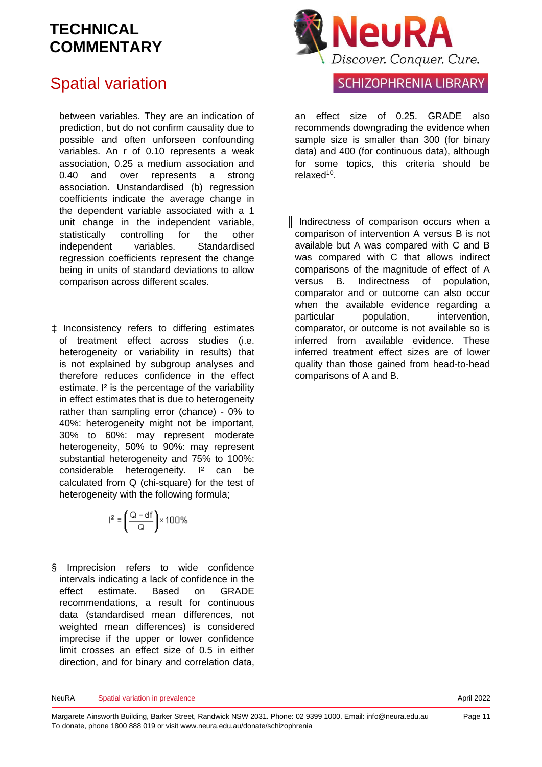between variables. They are an indication of prediction, but do not confirm causality due to possible and often unforeseen confounding variables. An r of 0.10 represents a weak association, 0.25 a medium association and 0.40 and over represents a strong association. Unstandardised (b) regression coefficients indicate the average change in the dependent variable associated with a 1 unit change in the independent variable, statistically controlling for the other independent variables. Standardised regression coefficients represent the change being in units of standard deviations to allow comparison across different scales.

---

‡ Inconsistency refers to differing estimates of treatment effect across studies (i.e. heterogeneity or variability in results) that is not explained by subgroup analyses and therefore reduces confidence in the effect estimate. I² is the percentage of the variability in effect estimates that is due to heterogeneity rather than sampling error (chance) - 0% to 40%: heterogeneity might not be important, 30% to 60%: may represent moderate heterogeneity, 50% to 90%: may represent substantial heterogeneity and 75% to 100%: considerable heterogeneity. I² can be calculated from Q (chi-square) for the test of heterogeneity with the following formula;

$$I^2 = \left(\frac{Q - df}{Q}\right) \times 100\%$$

---

§ Imprecision refers to wide confidence intervals indicating a lack of confidence in the effect estimate. Based on GRADE recommendations, a result for continuous data (standardised mean differences, not weighted mean differences) is considered imprecise if the upper or lower confidence limit crosses an effect size of 0.5 in either direction, and for binary and correlation data, an effect size of 0.25. GRADE also recommends downgrading the evidence when sample size is smaller than 300 (for binary data) and 400 (for continuous data), although for some topics, this criteria should be relaxed[10].

---

‖ Indirectness of comparison occurs when a comparison of intervention A versus B is not available but A was compared with C and B was compared with C that allows indirect comparisons of the magnitude of effect of A versus B. Indirectness of population, comparator and or outcome can also occur when the available evidence regarding a particular population, intervention, comparator, or outcome is not available so is inferred from available evidence. These inferred treatment effect sizes are of lower quality than those gained from head-to-head comparisons of A and B.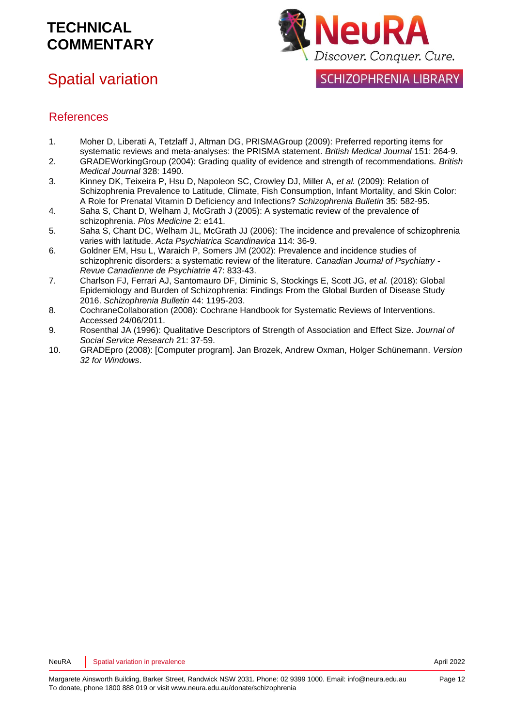## References

1. Moher D, Liberati A, Tetzlaff J, Altman DG, PRISMAGroup (2009): Preferred reporting items for systematic reviews and meta-analyses: the PRISMA statement. *British Medical Journal* 151: 264-9.
2. GRADEWorkingGroup (2004): Grading quality of evidence and strength of recommendations. *British Medical Journal* 328: 1490.
3. Kinney DK, Teixeira P, Hsu D, Napoleon SC, Crowley DJ, Miller A*, et al.* (2009): Relation of Schizophrenia Prevalence to Latitude, Climate, Fish Consumption, Infant Mortality, and Skin Color: A Role for Prenatal Vitamin D Deficiency and Infections? *Schizophrenia Bulletin* 35: 582-95.
4. Saha S, Chant D, Welham J, McGrath J (2005): A systematic review of the prevalence of schizophrenia. *Plos Medicine* 2: e141.
5. Saha S, Chant DC, Welham JL, McGrath JJ (2006): The incidence and prevalence of schizophrenia varies with latitude. *Acta Psychiatrica Scandinavica* 114: 36-9.
6. Goldner EM, Hsu L, Waraich P, Somers JM (2002): Prevalence and incidence studies of schizophrenic disorders: a systematic review of the literature. *Canadian Journal of Psychiatry - Revue Canadienne de Psychiatrie* 47: 833-43.
7. Charlson FJ, Ferrari AJ, Santomauro DF, Diminic S, Stockings E, Scott JG*, et al.* (2018): Global Epidemiology and Burden of Schizophrenia: Findings From the Global Burden of Disease Study 2016. *Schizophrenia Bulletin* 44: 1195-203.
8. CochraneCollaboration (2008): Cochrane Handbook for Systematic Reviews of Interventions. Accessed 24/06/2011.
9. Rosenthal JA (1996): Qualitative Descriptors of Strength of Association and Effect Size. *Journal of Social Service Research* 21: 37-59.
10. GRADEpro (2008): [Computer program]. Jan Brozek, Andrew Oxman, Holger Schünemann. *Version 32 for Windows*.